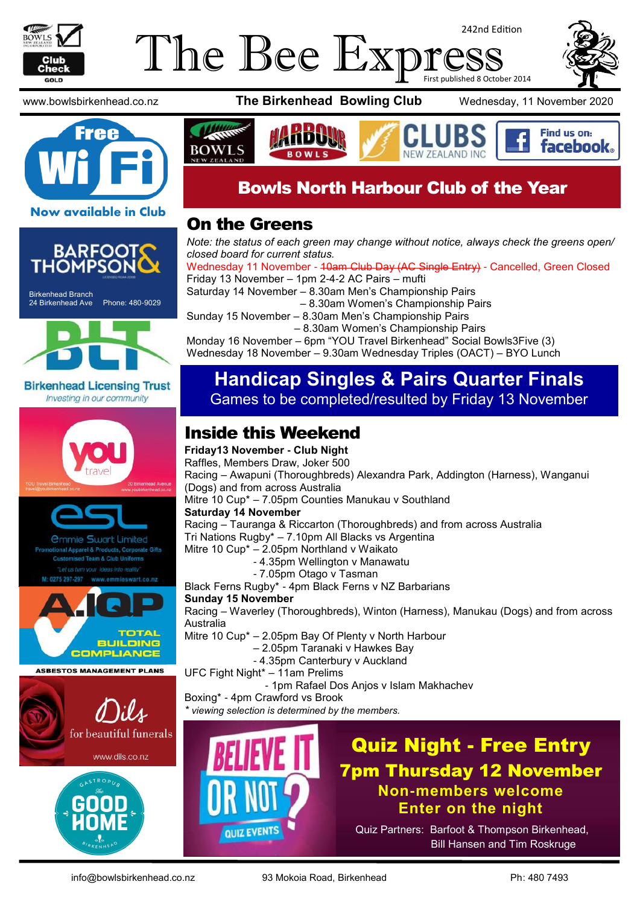# The Bee Express

242nd Edition

First published 8 October 2014

www.bowlsbirkenhead.co.nz **The Birkenhead Bowling Club** Wednesday, 11 November 2020

Free Wi Fi — Now available in Club

## Bowls North Harbour Club of the Year

## On the Greens

*Note: the status of each green may change without notice, always check the greens open/closed board for current status.*

Wednesday 11 November - ~~10am Club Day (AC Single Entry)~~ - Cancelled, Green Closed
Friday 13 November – 1pm 2-4-2 AC Pairs – mufti
Saturday 14 November – 8.30am Men's Championship Pairs
– 8.30am Women's Championship Pairs
Sunday 15 November – 8.30am Men's Championship Pairs
– 8.30am Women's Championship Pairs
Monday 16 November – 6pm "YOU Travel Birkenhead" Social Bowls3Five (3)
Wednesday 18 November – 9.30am Wednesday Triples (OACT) – BYO Lunch

## Handicap Singles & Pairs Quarter Finals

Games to be completed/resulted by Friday 13 November

## Inside this Weekend

**Friday13 November - Club Night**
Raffles, Members Draw, Joker 500
Racing – Awapuni (Thoroughbreds) Alexandra Park, Addington (Harness), Wanganui (Dogs) and from across Australia
Mitre 10 Cup* – 7.05pm Counties Manukau v Southland

**Saturday 14 November**
Racing – Tauranga & Riccarton (Thoroughbreds) and from across Australia
Tri Nations Rugby* – 7.10pm All Blacks vs Argentina
Mitre 10 Cup* – 2.05pm Northland v Waikato
- 4.35pm Wellington v Manawatu
- 7.05pm Otago v Tasman
Black Ferns Rugby* - 4pm Black Ferns v NZ Barbarians

**Sunday 15 November**
Racing – Waverley (Thoroughbreds), Winton (Harness), Manukau (Dogs) and from across Australia
Mitre 10 Cup* – 2.05pm Bay Of Plenty v North Harbour
– 2.05pm Taranaki v Hawkes Bay
- 4.35pm Canterbury v Auckland
UFC Fight Night* – 11am Prelims
- 1pm Rafael Dos Anjos v Islam Makhachev
Boxing* - 4pm Crawford vs Brook

*\* viewing selection is determined by the members.*

## Quiz Night - Free Entry

**7pm Thursday 12 November**
**Non-members welcome**
**Enter on the night**

Quiz Partners: Barfoot & Thompson Birkenhead, Bill Hansen and Tim Roskruge

info@bowlsbirkenhead.co.nz | 93 Mokoia Road, Birkenhead | Ph: 480 7493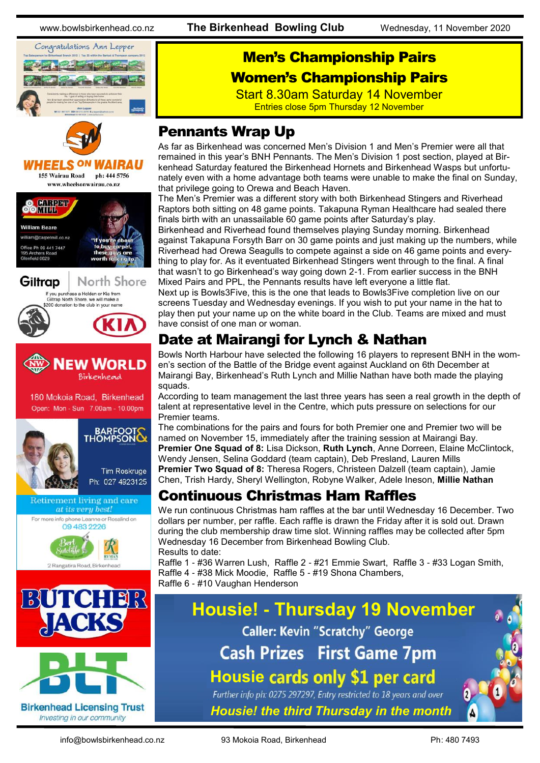## Men's Championship Pairs
## Women's Championship Pairs

Start 8.30am Saturday 14 November

Entries close 5pm Thursday 12 November

## Pennants Wrap Up

As far as Birkenhead was concerned Men's Division 1 and Men's Premier were all that remained in this year's BNH Pennants. The Men's Division 1 post section, played at Birkenhead Saturday featured the Birkenhead Hornets and Birkenhead Wasps but unfortunately even with a home advantage both teams were unable to make the final on Sunday, that privilege going to Orewa and Beach Haven.

The Men's Premier was a different story with both Birkenhead Stingers and Riverhead Raptors both sitting on 48 game points. Takapuna Ryman Healthcare had sealed there finals birth with an unassailable 60 game points after Saturday's play.

Birkenhead and Riverhead found themselves playing Sunday morning. Birkenhead against Takapuna Forsyth Barr on 30 game points and just making up the numbers, while Riverhead had Orewa Seagulls to compete against a side on 46 game points and everything to play for. As it eventuated Birkenhead Stingers went through to the final. A final that wasn't to go Birkenhead's way going down 2-1. From earlier success in the BNH Mixed Pairs and PPL, the Pennants results have left everyone a little flat.

Next up is Bowls3Five, this is the one that leads to Bowls3Five completion live on our screens Tuesday and Wednesday evenings. If you wish to put your name in the hat to play then put your name up on the white board in the Club. Teams are mixed and must have consist of one man or woman.

## Date at Mairangi for Lynch & Nathan

Bowls North Harbour have selected the following 16 players to represent BNH in the women's section of the Battle of the Bridge event against Auckland on 6th December at Mairangi Bay, Birkenhead's Ruth Lynch and Millie Nathan have both made the playing squads.

According to team management the last three years has seen a real growth in the depth of talent at representative level in the Centre, which puts pressure on selections for our Premier teams.

The combinations for the pairs and fours for both Premier one and Premier two will be named on November 15, immediately after the training session at Mairangi Bay.

**Premier One Squad of 8:** Lisa Dickson, **Ruth Lynch**, Anne Dorreen, Elaine McClintock, Wendy Jensen, Selina Goddard (team captain), Deb Presland, Lauren Mills

**Premier Two Squad of 8:** Theresa Rogers, Christeen Dalzell (team captain), Jamie Chen, Trish Hardy, Sheryl Wellington, Robyne Walker, Adele Ineson, **Millie Nathan**

## Continuous Christmas Ham Raffles

We run continuous Christmas ham raffles at the bar until Wednesday 16 December. Two dollars per number, per raffle. Each raffle is drawn the Friday after it is sold out. Drawn during the club membership draw time slot. Winning raffles may be collected after 5pm Wednesday 16 December from Birkenhead Bowling Club.

Results to date:

Raffle 1 - #36 Warren Lush, Raffle 2 - #21 Emmie Swart, Raffle 3 - #33 Logan Smith, Raffle 4 - #38 Mick Moodie, Raffle 5 - #19 Shona Chambers, Raffle 6 - #10 Vaughan Henderson

## Housie! - Thursday 19 November

Caller: Kevin "Scratchy" George

Cash Prizes First Game 7pm

Housie cards only $1 per card

Further info ph: 0275 297297, Entry restricted to 18 years and over

*Housie! the third Thursday in the month*

---

Congratulations Ann Lepper

WHEELS ON WAIRAU — 155 Wairau Road ph: 444 5756 — www.wheelsonwairau.co.nz

CARPET MILL — William Beare — william@carpetmill.co.nz — Office Ph 09 441 7447 — 195 Archers Road Glenfield 0629 — "If you're about to buy carpet, these guys are worth talking to."

Giltrap North Shore — If you purchase a Holden or Kia from Giltrap North Shore, we will make a $200 donation to the club in your name

NEW WORLD Birkenhead — 180 Mokoia Road, Birkenhead — Open: Mon - Sun 7.00am - 10.00pm

BARFOOT & THOMPSON — Tim Roskruge — Ph: 027 4923125

Retirement living and care at its very best! — For more info phone Leanne or Rosalind on 09 483 2226 — Bert Sutcliffe — Ryman — 2 Rangatira Road, Birkenhead

BUTCHER JACKS

BLT — Birkenhead Licensing Trust — Investing in our community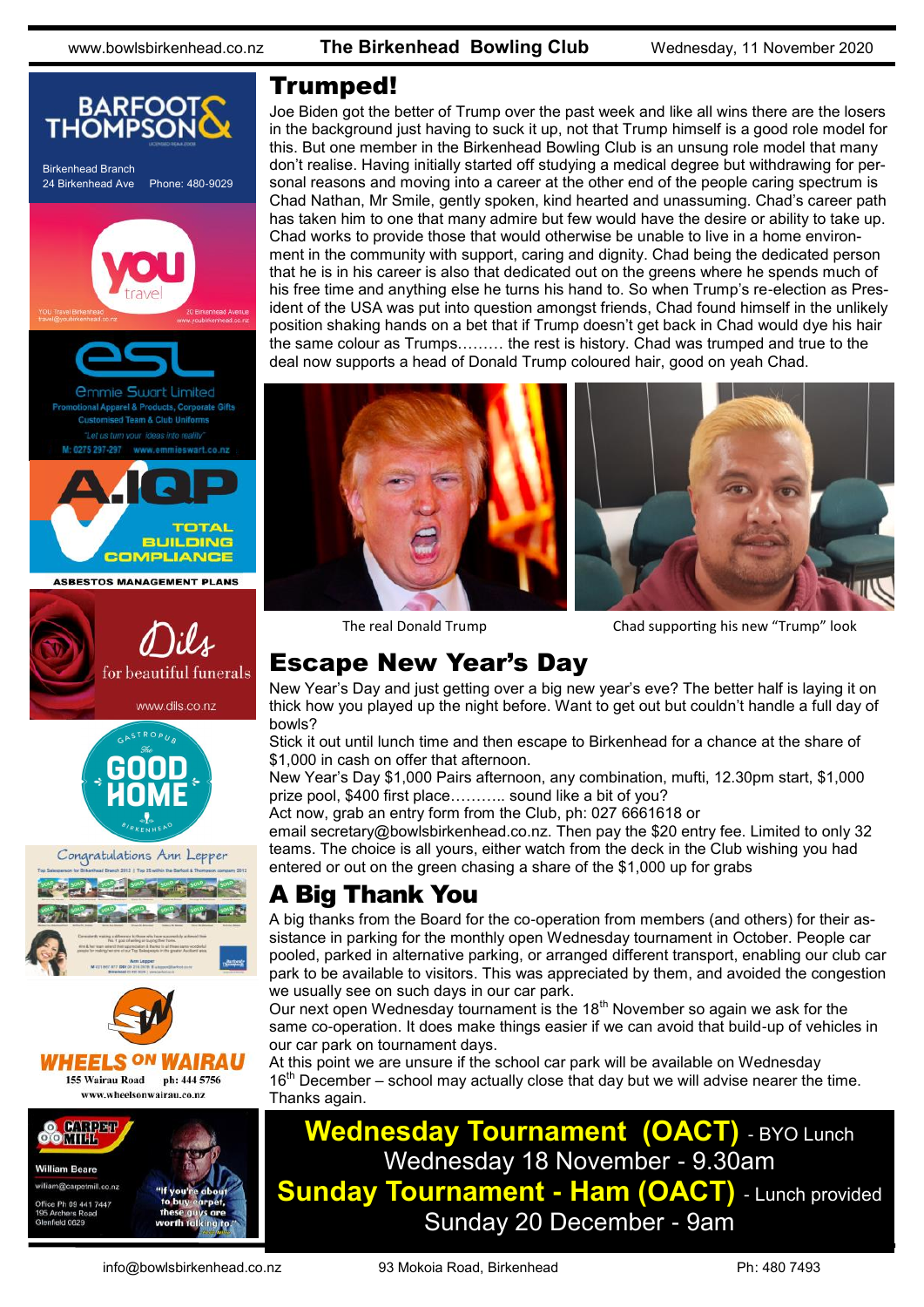## Trumped!

Joe Biden got the better of Trump over the past week and like all wins there are the losers in the background just having to suck it up, not that Trump himself is a good role model for this. But one member in the Birkenhead Bowling Club is an unsung role model that many don't realise. Having initially started off studying a medical degree but withdrawing for personal reasons and moving into a career at the other end of the people caring spectrum is Chad Nathan, Mr Smile, gently spoken, kind hearted and unassuming. Chad's career path has taken him to one that many admire but few would have the desire or ability to take up. Chad works to provide those that would otherwise be unable to live in a home environment in the community with support, caring and dignity. Chad being the dedicated person that he is in his career is also that dedicated out on the greens where he spends much of his free time and anything else he turns his hand to. So when Trump's re-election as President of the USA was put into question amongst friends, Chad found himself in the unlikely position shaking hands on a bet that if Trump doesn't get back in Chad would dye his hair the same colour as Trumps……… the rest is history. Chad was trumped and true to the deal now supports a head of Donald Trump coloured hair, good on yeah Chad.

The real Donald Trump

Chad supporting his new "Trump" look

## Escape New Year's Day

New Year's Day and just getting over a big new year's eve? The better half is laying it on thick how you played up the night before. Want to get out but couldn't handle a full day of bowls?

Stick it out until lunch time and then escape to Birkenhead for a chance at the share of $1,000 in cash on offer that afternoon.

New Year's Day $1,000 Pairs afternoon, any combination, mufti, 12.30pm start, $1,000 prize pool, $400 first place……….. sound like a bit of you?

Act now, grab an entry form from the Club, ph: 027 6661618 or email secretary@bowlsbirkenhead.co.nz. Then pay the $20 entry fee. Limited to only 32 teams. The choice is all yours, either watch from the deck in the Club wishing you had entered or out on the green chasing a share of the $1,000 up for grabs

## A Big Thank You

A big thanks from the Board for the co-operation from members (and others) for their assistance in parking for the monthly open Wednesday tournament in October. People car pooled, parked in alternative parking, or arranged different transport, enabling our club car park to be available to visitors. This was appreciated by them, and avoided the congestion we usually see on such days in our car park.

Our next open Wednesday tournament is the 18th November so again we ask for the same co-operation. It does make things easier if we can avoid that build-up of vehicles in our car park on tournament days.

At this point we are unsure if the school car park will be available on Wednesday 16th December – school may actually close that day but we will advise nearer the time. Thanks again.

**Wednesday Tournament (OACT)** - BYO Lunch
Wednesday 18 November - 9.30am

**Sunday Tournament - Ham (OACT)** - Lunch provided
Sunday 20 December - 9am

---

**BARFOOT & THOMPSON** — Birkenhead Branch, 24 Birkenhead Ave, Phone: 480-9029

**YOU travel** — YOU Travel Birkenhead, travel@youbirkenhead.co.nz, 20 Birkenhead Avenue, www.youbirkenhead.co.nz

**esl** — Emmie Swart Limited. Promotional Apparel & Products, Corporate Gifts. Customised Team & Club Uniforms. "Let us turn your ideas into reality". M: 0275 297-297 www.emmieswart.co.nz

**A.IQP** — TOTAL BUILDING COMPLIANCE. ASBESTOS MANAGEMENT PLANS

**Dils** — for beautiful funerals. www.dils.co.nz

**The Good Home** — Gastropub, Birkenhead

Congratulations Ann Lepper

**WHEELS ON WAIRAU** — 155 Wairau Road, ph: 444 5756, www.wheelsonwairau.co.nz

**CARPET MILL** — William Beare, william@carpetmill.co.nz, Office Ph: 09 441 7447, 195 Archers Road, Glenfield 0629. "If you're about to buy carpet, these guys are worth talking to."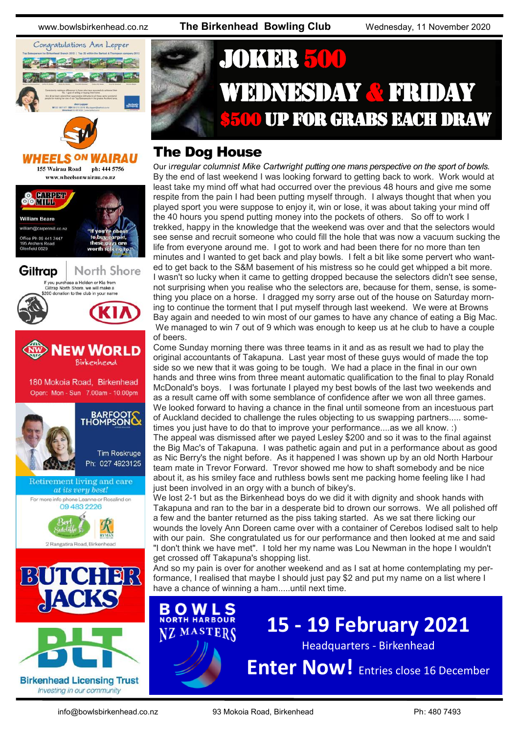# JOKER 500

## WEDNESDAY & FRIDAY

## $500 UP FOR GRABS EACH DRAW

## The Dog House

*Our irregular columnist Mike Cartwright putting one mans perspective on the sport of bowls.*

By the end of last weekend I was looking forward to getting back to work. Work would at least take my mind off what had occurred over the previous 48 hours and give me some respite from the pain I had been putting myself through. I always thought that when you played sport you were suppose to enjoy it, win or lose, it was about taking your mind off the 40 hours you spend putting money into the pockets of others. So off to work I trekked, happy in the knowledge that the weekend was over and that the selectors would see sense and recruit someone who could fill the hole that was now a vacuum sucking the life from everyone around me. I got to work and had been there for no more than ten minutes and I wanted to get back and play bowls. I felt a bit like some pervert who wanted to get back to the S&M basement of his mistress so he could get whipped a bit more. I wasn't so lucky when it came to getting dropped because the selectors didn't see sense, not surprising when you realise who the selectors are, because for them, sense, is something you place on a horse. I dragged my sorry arse out of the house on Saturday morning to continue the torment that I put myself through last weekend. We were at Browns Bay again and needed to win most of our games to have any chance of eating a Big Mac. We managed to win 7 out of 9 which was enough to keep us at he club to have a couple of beers.

Come Sunday morning there was three teams in it and as as result we had to play the original accountants of Takapuna. Last year most of these guys would of made the top side so we new that it was going to be tough. We had a place in the final in our own hands and three wins from three meant automatic qualification to the final to play Ronald McDonald's boys. I was fortunate I played my best bowls of the last two weekends and as a result came off with some semblance of confidence after we won all three games. We looked forward to having a chance in the final until someone from an incestuous part of Auckland decided to challenge the rules objecting to us swapping partners..... sometimes you just have to do that to improve your performance....as we all know. :)

The appeal was dismissed after we payed Lesley $200 and so it was to the final against the Big Mac's of Takapuna. I was pathetic again and put in a performance about as good as Nic Berry's the night before. As it happened I was shown up by an old North Harbour team mate in Trevor Forward. Trevor showed me how to shaft somebody and be nice about it, as his smiley face and ruthless bowls sent me packing home feeling like I had just been involved in an orgy with a bunch of bikey's.

We lost 2-1 but as the Birkenhead boys do we did it with dignity and shook hands with Takapuna and ran to the bar in a desperate bid to drown our sorrows. We all polished off a few and the banter returned as the piss taking started. As we sat there licking our wounds the lovely Ann Doreen came over with a container of Cerebos Iodised salt to help with our pain. She congratulated us for our performance and then looked at me and said "I don't think we have met". I told her my name was Lou Newman in the hope I wouldn't get crossed off Takapuna's shopping list.

And so my pain is over for another weekend and as I sat at home contemplating my performance, I realised that maybe I should just pay $2 and put my name on a list where I have a chance of winning a ham.....until next time.

**BOWLS NORTH HARBOUR NZ MASTERS**

## 15 - 19 February 2021

Headquarters - Birkenhead

**Enter Now!** Entries close 16 December

---

Congratulations Ann Lepper

**WHEELS ON WAIRAU**
155 Wairau Road ph: 444 5756
www.wheelsonwairau.co.nz

**CARPET MILL**
William Beare
william@carpetmill.co.nz
Office Ph 09 441 7447
195 Archers Road
Glenfield 0629
"If you're about to buy carpet, these guys are worth talking to"

**Giltrap North Shore**
If you purchase a Holden or Kia from Giltrap North Shore, we will make a $200 donation to the club in your name

**NEW WORLD** Birkenhead
180 Mokoia Road, Birkenhead
Open: Mon - Sun 7.00am - 10.00pm

**BARFOOT & THOMPSON**
Tim Roskruge
Ph: 027 4923125

Retirement living and care *at its very best!*
For more info phone Leanne or Rosalind on
09 483 2226
Bert Sutcliffe — RYMAN
2 Rangatira Road, Birkenhead

**BUTCHER JACKS**

**BLT**
Birkenhead Licensing Trust
*Investing in our community*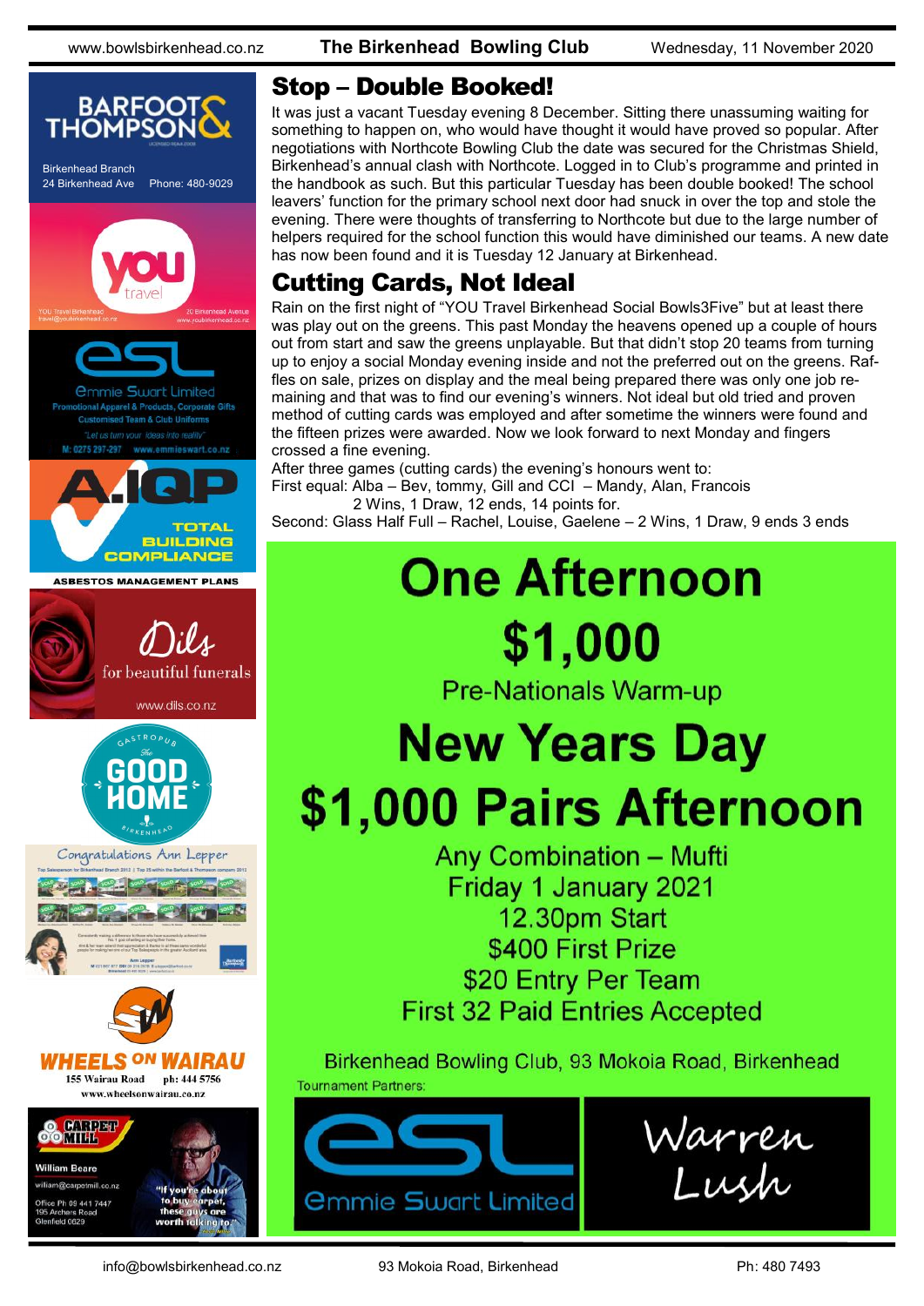## Stop – Double Booked!

It was just a vacant Tuesday evening 8 December. Sitting there unassuming waiting for something to happen on, who would have thought it would have proved so popular. After negotiations with Northcote Bowling Club the date was secured for the Christmas Shield, Birkenhead's annual clash with Northcote. Logged in to Club's programme and printed in the handbook as such. But this particular Tuesday has been double booked! The school leavers' function for the primary school next door had snuck in over the top and stole the evening. There were thoughts of transferring to Northcote but due to the large number of helpers required for the school function this would have diminished our teams. A new date has now been found and it is Tuesday 12 January at Birkenhead.

## Cutting Cards, Not Ideal

Rain on the first night of "YOU Travel Birkenhead Social Bowls3Five" but at least there was play out on the greens. This past Monday the heavens opened up a couple of hours out from start and saw the greens unplayable. But that didn't stop 20 teams from turning up to enjoy a social Monday evening inside and not the preferred out on the greens. Raffles on sale, prizes on display and the meal being prepared there was only one job remaining and that was to find our evening's winners. Not ideal but old tried and proven method of cutting cards was employed and after sometime the winners were found and the fifteen prizes were awarded. Now we look forward to next Monday and fingers crossed a fine evening.

After three games (cutting cards) the evening's honours went to:

First equal: Alba – Bev, tommy, Gill and CCI – Mandy, Alan, Francois
2 Wins, 1 Draw, 12 ends, 14 points for.

Second: Glass Half Full – Rachel, Louise, Gaelene – 2 Wins, 1 Draw, 9 ends 3 ends

# One Afternoon $1,000

Pre-Nationals Warm-up

# New Years Day $1,000 Pairs Afternoon

Any Combination – Mufti
Friday 1 January 2021
12.30pm Start
$400 First Prize
$20 Entry Per Team
First 32 Paid Entries Accepted

Birkenhead Bowling Club, 93 Mokoia Road, Birkenhead

Tournament Partners:

Emmie Swart Limited

Warren Lush

BARFOOT & THOMPSON
Birkenhead Branch
24 Birkenhead Ave Phone: 480-9029

YOU travel
YOU Travel Birkenhead
20 Birkenhead Avenue

Emmie Swart Limited
Promotional Apparel & Products, Corporate Gifts
Customised Team & Club Uniforms
"Let us turn your ideas into reality"
M: 0275 297-297 www.emmieswart.co.nz

A.I.Q.P
TOTAL BUILDING COMPLIANCE
ASBESTOS MANAGEMENT PLANS

Dils
for beautiful funerals
www.dils.co.nz

Gastropub The Good Home Birkenhead

Congratulations Ann Lepper

WHEELS ON WAIRAU
155 Wairau Road ph: 444 5756
www.wheelsonwairau.co.nz

CARPET MILL
William Beare
william@carpetmill.co.nz
Office Ph 09 441 7447
195 Archers Road
Glenfield 0629
"If you're about to buy carpet, these guys are worth talking to."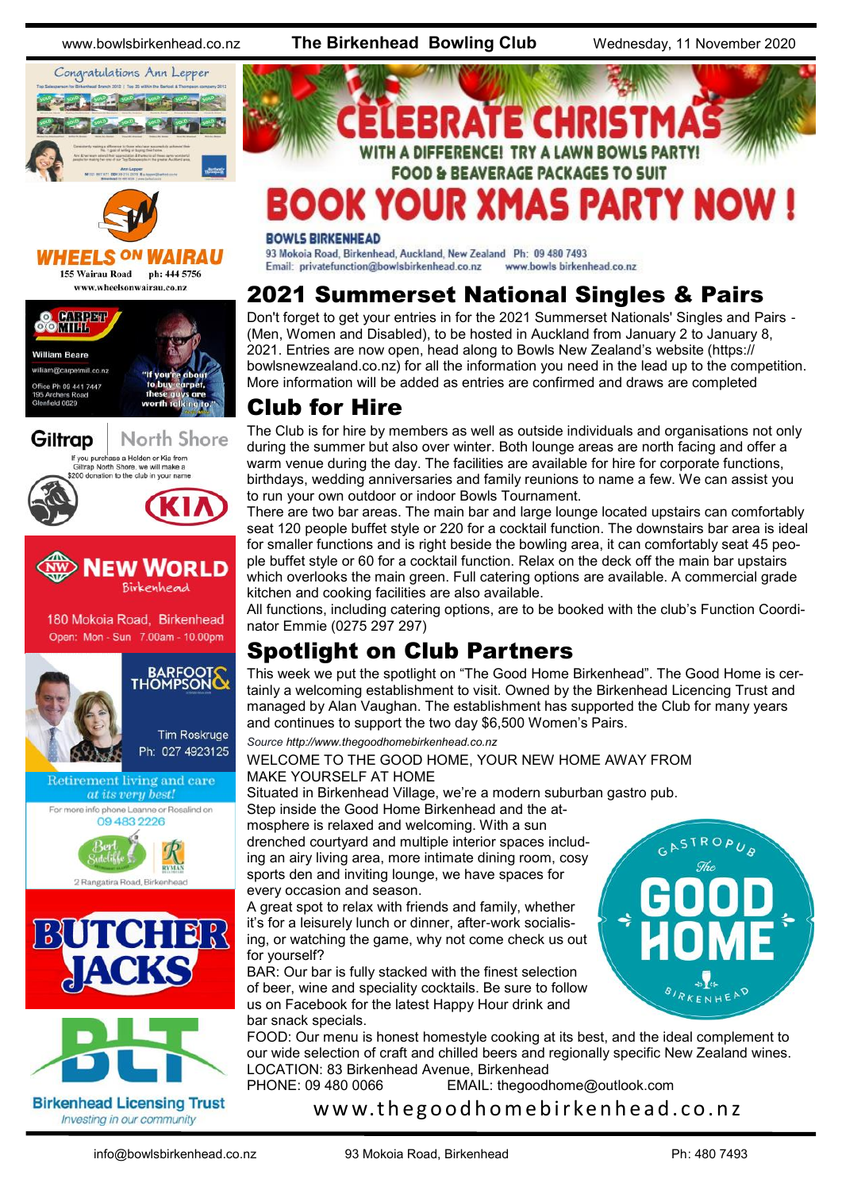# CELEBRATE CHRISTMAS

WITH A DIFFERENCE! TRY A LAWN BOWLS PARTY!

FOOD & BEAVERAGE PACKAGES TO SUIT

# BOOK YOUR XMAS PARTY NOW !

**BOWLS BIRKENHEAD**

93 Mokoia Road, Birkenhead, Auckland, New Zealand Ph: 09 480 7493

Email: privatefunction@bowlsbirkenhead.co.nz www.bowls birkenhead.co.nz

## 2021 Summerset National Singles & Pairs

Don't forget to get your entries in for the 2021 Summerset Nationals' Singles and Pairs - (Men, Women and Disabled), to be hosted in Auckland from January 2 to January 8, 2021. Entries are now open, head along to Bowls New Zealand's website (https://bowlsnewzealand.co.nz) for all the information you need in the lead up to the competition. More information will be added as entries are confirmed and draws are completed

## Club for Hire

The Club is for hire by members as well as outside individuals and organisations not only during the summer but also over winter. Both lounge areas are north facing and offer a warm venue during the day. The facilities are available for hire for corporate functions, birthdays, wedding anniversaries and family reunions to name a few. We can assist you to run your own outdoor or indoor Bowls Tournament.

There are two bar areas. The main bar and large lounge located upstairs can comfortably seat 120 people buffet style or 220 for a cocktail function. The downstairs bar area is ideal for smaller functions and is right beside the bowling area, it can comfortably seat 45 people buffet style or 60 for a cocktail function. Relax on the deck off the main bar upstairs which overlooks the main green. Full catering options are available. A commercial grade kitchen and cooking facilities are also available.

All functions, including catering options, are to be booked with the club's Function Coordinator Emmie (0275 297 297)

## Spotlight on Club Partners

This week we put the spotlight on "The Good Home Birkenhead". The Good Home is certainly a welcoming establishment to visit. Owned by the Birkenhead Licencing Trust and managed by Alan Vaughan. The establishment has supported the Club for many years and continues to support the two day $6,500 Women's Pairs.

*Source http://www.thegoodhomebirkenhead.co.nz*

WELCOME TO THE GOOD HOME, YOUR NEW HOME AWAY FROM MAKE YOURSELF AT HOME

Situated in Birkenhead Village, we're a modern suburban gastro pub.

Step inside the Good Home Birkenhead and the atmosphere is relaxed and welcoming. With a sun drenched courtyard and multiple interior spaces including an airy living area, more intimate dining room, cosy sports den and inviting lounge, we have spaces for every occasion and season.

A great spot to relax with friends and family, whether it's for a leisurely lunch or dinner, after-work socialising, or watching the game, why not come check us out for yourself?

BAR: Our bar is fully stacked with the finest selection of beer, wine and speciality cocktails. Be sure to follow us on Facebook for the latest Happy Hour drink and bar snack specials.

FOOD: Our menu is honest homestyle cooking at its best, and the ideal complement to our wide selection of craft and chilled beers and regionally specific New Zealand wines.

LOCATION: 83 Birkenhead Avenue, Birkenhead

PHONE: 09 480 0066 EMAIL: thegoodhome@outlook.com

GASTROPUB The GOOD HOME BIRKENHEAD

www.thegoodhomebirkenhead.co.nz

---

Congratulations Ann Lepper

WHEELS ON WAIRAU — 155 Wairau Road ph: 444 5756 — www.wheelsonwairau.co.nz

CARPET MILL — William Beare — william@carpetmill.co.nz — Office Ph 09 441 7447 — 195 Archers Road Glenfield 0629 — "If you're about to buy carpet, these guys are worth talking to."

Giltrap North Shore — If you purchase a Holden or Kia from Giltrap North Shore, we will make a $200 donation to the club in your name

NEW WORLD Birkenhead — 180 Mokoia Road, Birkenhead — Open: Mon - Sun 7.00am - 10.00pm

BARFOOT & THOMPSON — Tim Roskruge Ph: 027 4923125

Retirement living and care at its very best! — For more info phone Leanne or Rosalind on 09 483 2226 — Bert Sutcliffe — RYMAN — 2 Rangatira Road, Birkenhead

BUTCHER JACKS

BLT — Birkenhead Licensing Trust — *Investing in our community*